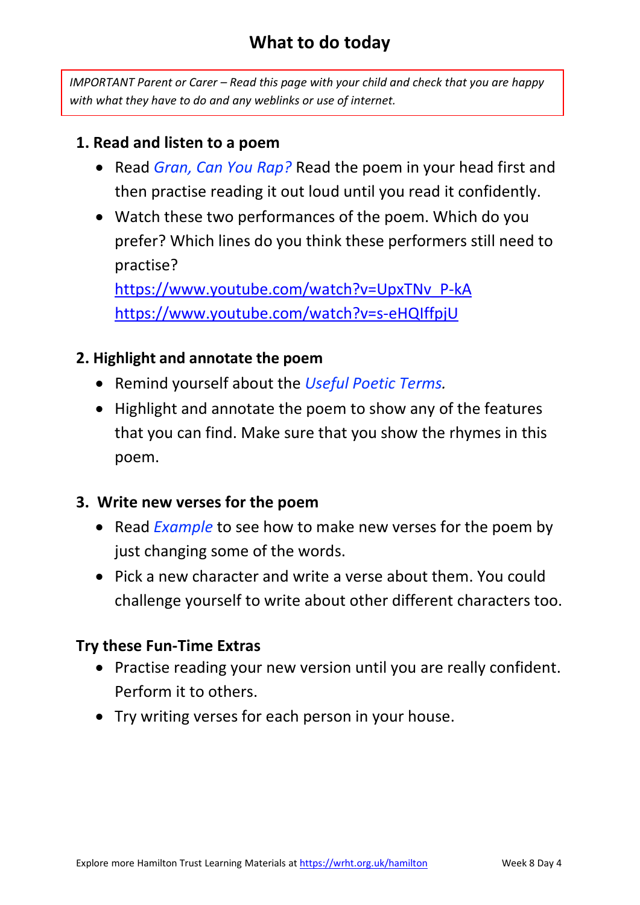# What to do today

*IMPORTANT Parent or Carer – Read this page with your child and check that you are happy with what they have to do and any weblinks or use of internet.*

### 1. Read and listen to a poem

- Read *Gran, Can You Rap?* Read the poem in your head first and then practise reading it out loud until you read it confidently.
- Watch these two performances of the poem. Which do you prefer? Which lines do you think these performers still need to practise?
  https://www.youtube.com/watch?v=UpxTNv_P-kA
  https://www.youtube.com/watch?v=s-eHQIffpjU

### 2. Highlight and annotate the poem

- Remind yourself about the *Useful Poetic Terms.*
- Highlight and annotate the poem to show any of the features that you can find. Make sure that you show the rhymes in this poem.

### 3. Write new verses for the poem

- Read *Example* to see how to make new verses for the poem by just changing some of the words.
- Pick a new character and write a verse about them. You could challenge yourself to write about other different characters too.

### Try these Fun-Time Extras

- Practise reading your new version until you are really confident. Perform it to others.
- Try writing verses for each person in your house.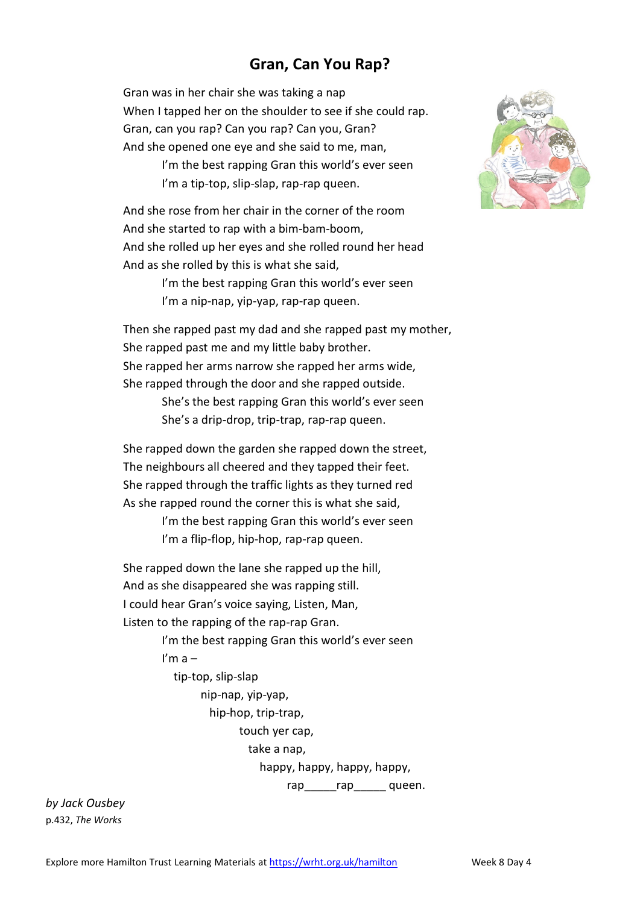# Gran, Can You Rap?

Gran was in her chair she was taking a nap  
When I tapped her on the shoulder to see if she could rap.  
Gran, can you rap? Can you rap? Can you, Gran?  
And she opened one eye and she said to me, man,  
  I'm the best rapping Gran this world's ever seen  
  I'm a tip-top, slip-slap, rap-rap queen.

And she rose from her chair in the corner of the room  
And she started to rap with a bim-bam-boom,  
And she rolled up her eyes and she rolled round her head  
And as she rolled by this is what she said,  
  I'm the best rapping Gran this world's ever seen  
  I'm a nip-nap, yip-yap, rap-rap queen.

Then she rapped past my dad and she rapped past my mother,  
She rapped past me and my little baby brother.  
She rapped her arms narrow she rapped her arms wide,  
She rapped through the door and she rapped outside.  
  She's the best rapping Gran this world's ever seen  
  She's a drip-drop, trip-trap, rap-rap queen.

She rapped down the garden she rapped down the street,  
The neighbours all cheered and they tapped their feet.  
She rapped through the traffic lights as they turned red  
As she rapped round the corner this is what she said,  
  I'm the best rapping Gran this world's ever seen  
  I'm a flip-flop, hip-hop, rap-rap queen.

She rapped down the lane she rapped up the hill,  
And as she disappeared she was rapping still.  
I could hear Gran's voice saying, Listen, Man,  
Listen to the rapping of the rap-rap Gran.  
  I'm the best rapping Gran this world's ever seen  
  I'm a –  
   tip-top, slip-slap  
    nip-nap, yip-yap,  
     hip-hop, trip-trap,  
      touch yer cap,  
       take a nap,  
        happy, happy, happy, happy,  
         rap_____rap_____ queen.

*by Jack Ousbey*  
p.432, *The Works*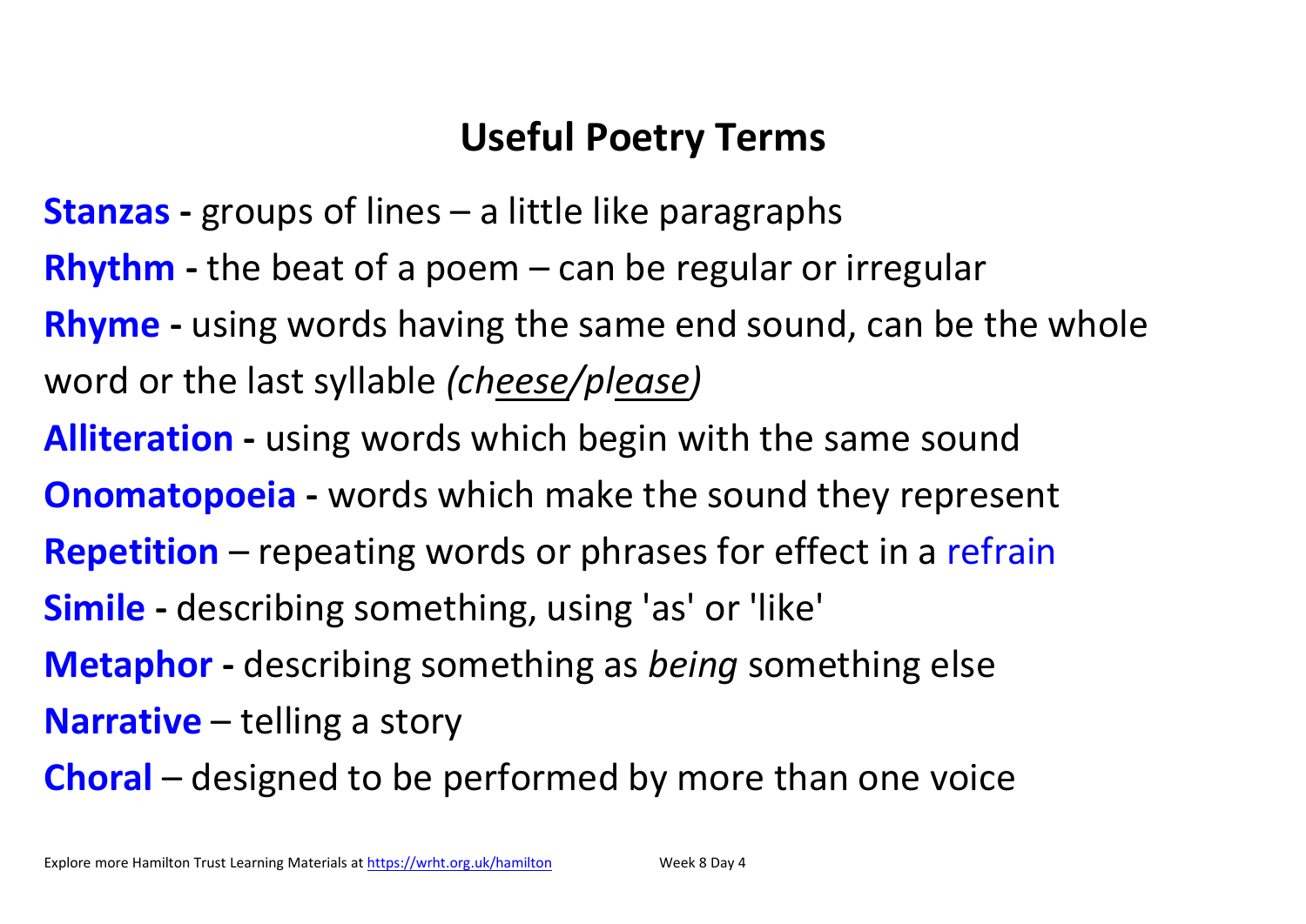# Useful Poetry Terms

**Stanzas -** groups of lines – a little like paragraphs

**Rhythm -** the beat of a poem – can be regular or irregular

**Rhyme -** using words having the same end sound, can be the whole word or the last syllable *(ch<u>eese</u>/pl<u>ease</u>)*

**Alliteration -** using words which begin with the same sound

**Onomatopoeia -** words which make the sound they represent

**Repetition** – repeating words or phrases for effect in a refrain

**Simile -** describing something, using 'as' or 'like'

**Metaphor -** describing something as *being* something else

**Narrative** – telling a story

**Choral** – designed to be performed by more than one voice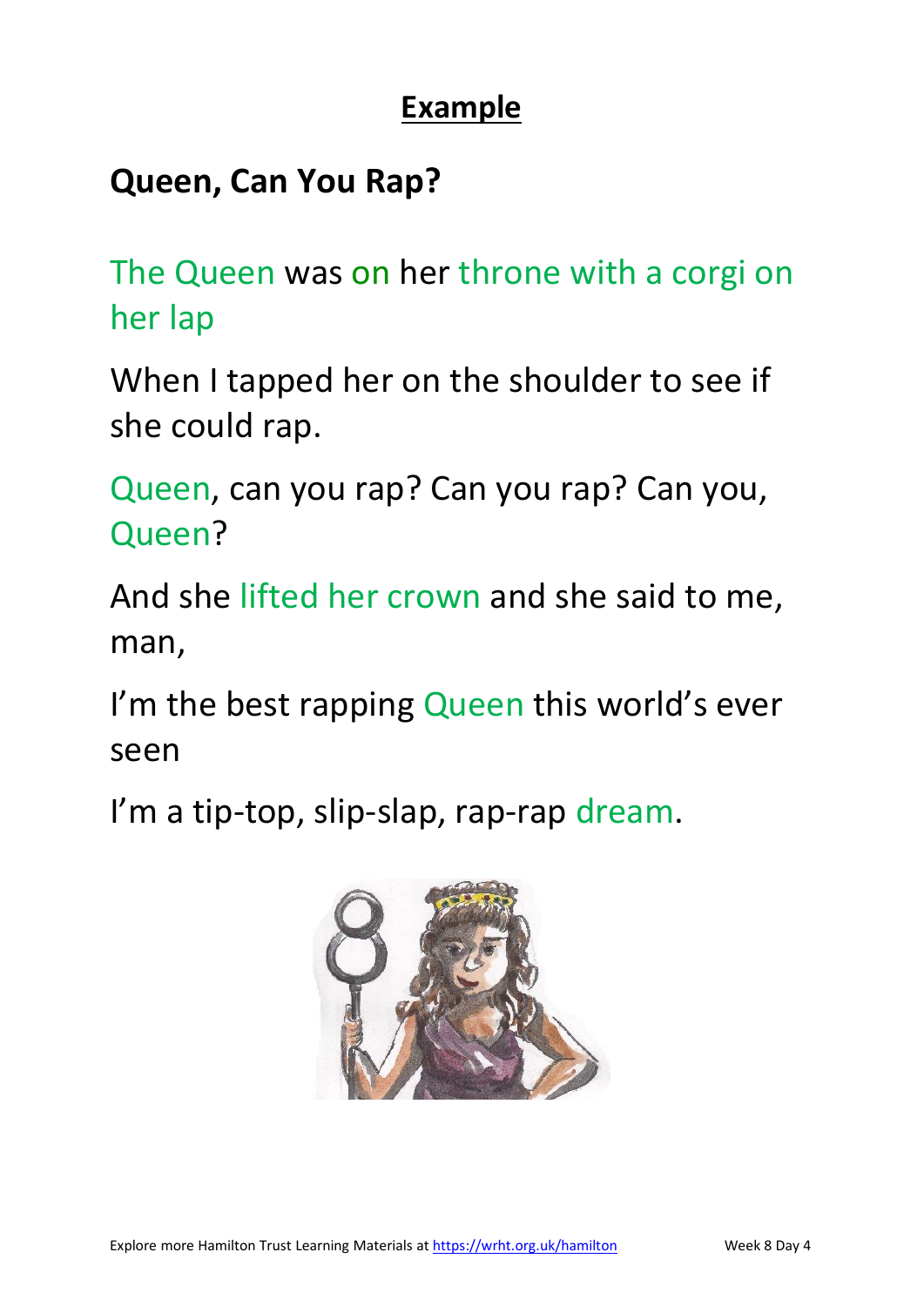## Example

### Queen, Can You Rap?

The Queen was on her throne with a corgi on her lap

When I tapped her on the shoulder to see if she could rap.

Queen, can you rap? Can you rap? Can you, Queen?

And she lifted her crown and she said to me, man,

I'm the best rapping Queen this world's ever seen

I'm a tip-top, slip-slap, rap-rap dream.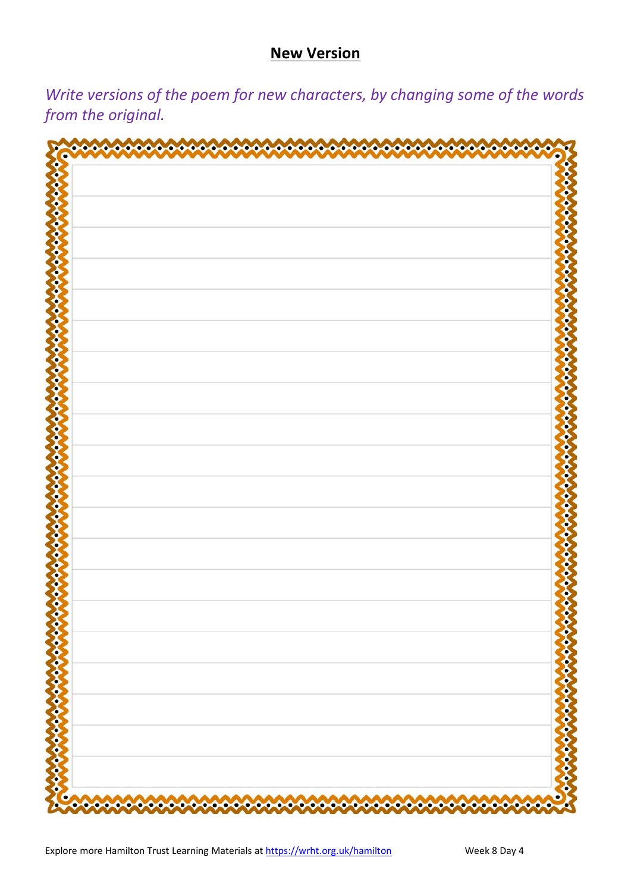## New Version

*Write versions of the poem for new characters, by changing some of the words from the original.*